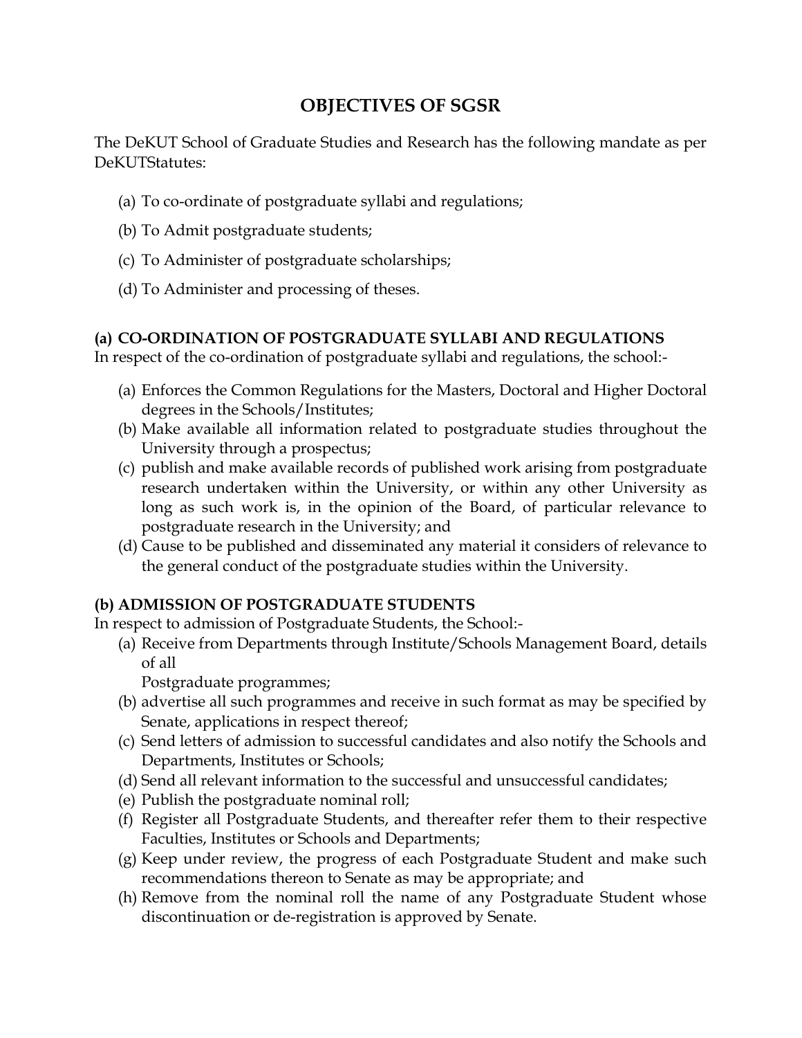# OBJECTIVES OF SGSR

The DeKUT School of Graduate Studies and Research has the following mandate as per DeKUTStatutes:

(a) To co-ordinate of postgraduate syllabi and regulations;

(b) To Admit postgraduate students;

(c) To Administer of postgraduate scholarships;

(d) To Administer and processing of theses.

### (a) CO-ORDINATION OF POSTGRADUATE SYLLABI AND REGULATIONS

In respect of the co-ordination of postgraduate syllabi and regulations, the school:-

(a) Enforces the Common Regulations for the Masters, Doctoral and Higher Doctoral degrees in the Schools/Institutes;
(b) Make available all information related to postgraduate studies throughout the University through a prospectus;
(c) publish and make available records of published work arising from postgraduate research undertaken within the University, or within any other University as long as such work is, in the opinion of the Board, of particular relevance to postgraduate research in the University; and
(d) Cause to be published and disseminated any material it considers of relevance to the general conduct of the postgraduate studies within the University.

### (b) ADMISSION OF POSTGRADUATE STUDENTS

In respect to admission of Postgraduate Students, the School:-

(a) Receive from Departments through Institute/Schools Management Board, details of all
Postgraduate programmes;
(b) advertise all such programmes and receive in such format as may be specified by Senate, applications in respect thereof;
(c) Send letters of admission to successful candidates and also notify the Schools and Departments, Institutes or Schools;
(d) Send all relevant information to the successful and unsuccessful candidates;
(e) Publish the postgraduate nominal roll;
(f) Register all Postgraduate Students, and thereafter refer them to their respective Faculties, Institutes or Schools and Departments;
(g) Keep under review, the progress of each Postgraduate Student and make such recommendations thereon to Senate as may be appropriate; and
(h) Remove from the nominal roll the name of any Postgraduate Student whose discontinuation or de-registration is approved by Senate.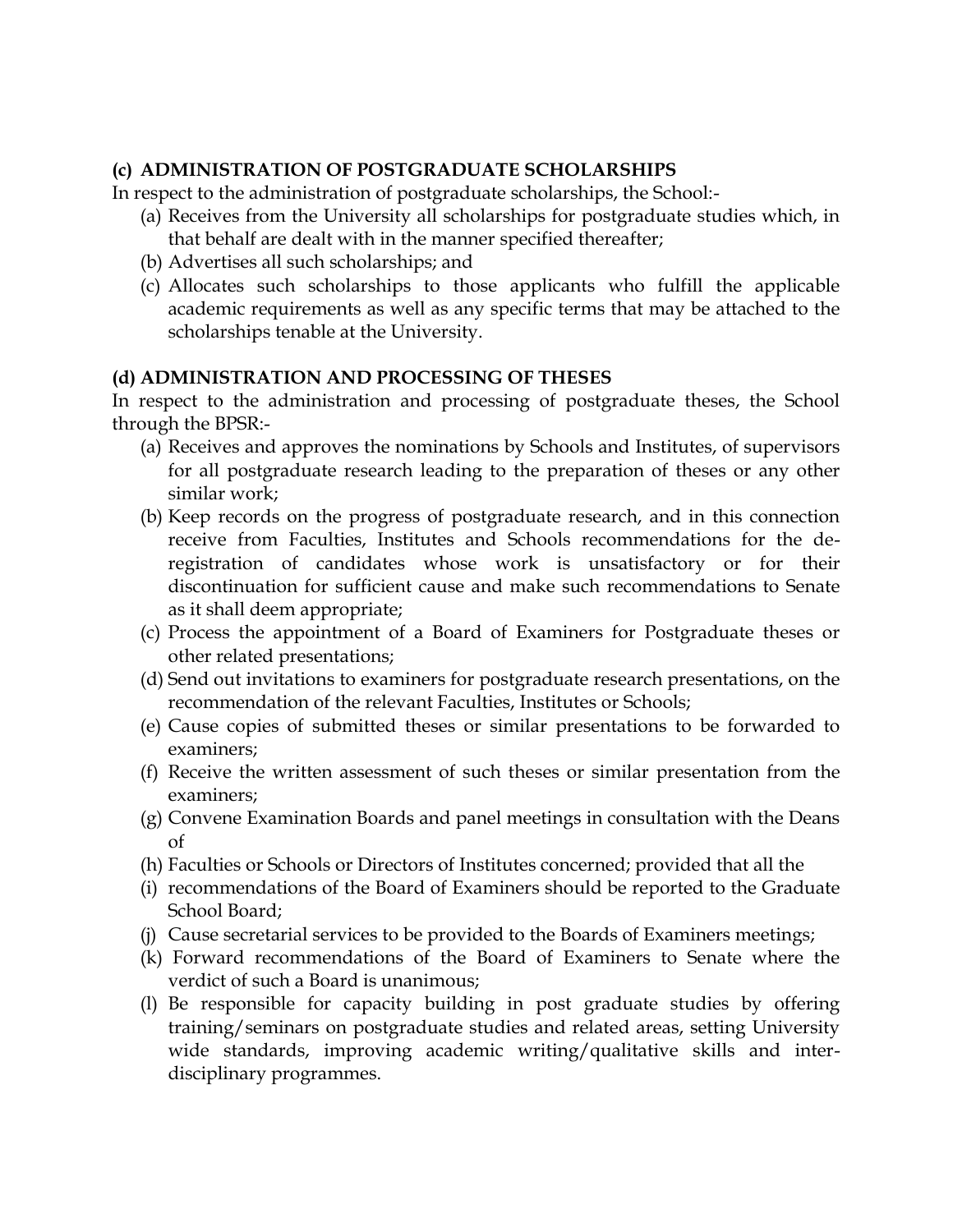**(c) ADMINISTRATION OF POSTGRADUATE SCHOLARSHIPS**

In respect to the administration of postgraduate scholarships, the School:-

(a) Receives from the University all scholarships for postgraduate studies which, in that behalf are dealt with in the manner specified thereafter;

(b) Advertises all such scholarships; and

(c) Allocates such scholarships to those applicants who fulfill the applicable academic requirements as well as any specific terms that may be attached to the scholarships tenable at the University.

**(d) ADMINISTRATION AND PROCESSING OF THESES**

In respect to the administration and processing of postgraduate theses, the School through the BPSR:-

(a) Receives and approves the nominations by Schools and Institutes, of supervisors for all postgraduate research leading to the preparation of theses or any other similar work;

(b) Keep records on the progress of postgraduate research, and in this connection receive from Faculties, Institutes and Schools recommendations for the de-registration of candidates whose work is unsatisfactory or for their discontinuation for sufficient cause and make such recommendations to Senate as it shall deem appropriate;

(c) Process the appointment of a Board of Examiners for Postgraduate theses or other related presentations;

(d) Send out invitations to examiners for postgraduate research presentations, on the recommendation of the relevant Faculties, Institutes or Schools;

(e) Cause copies of submitted theses or similar presentations to be forwarded to examiners;

(f) Receive the written assessment of such theses or similar presentation from the examiners;

(g) Convene Examination Boards and panel meetings in consultation with the Deans of

(h) Faculties or Schools or Directors of Institutes concerned; provided that all the

(i) recommendations of the Board of Examiners should be reported to the Graduate School Board;

(j) Cause secretarial services to be provided to the Boards of Examiners meetings;

(k) Forward recommendations of the Board of Examiners to Senate where the verdict of such a Board is unanimous;

(l) Be responsible for capacity building in post graduate studies by offering training/seminars on postgraduate studies and related areas, setting University wide standards, improving academic writing/qualitative skills and inter-disciplinary programmes.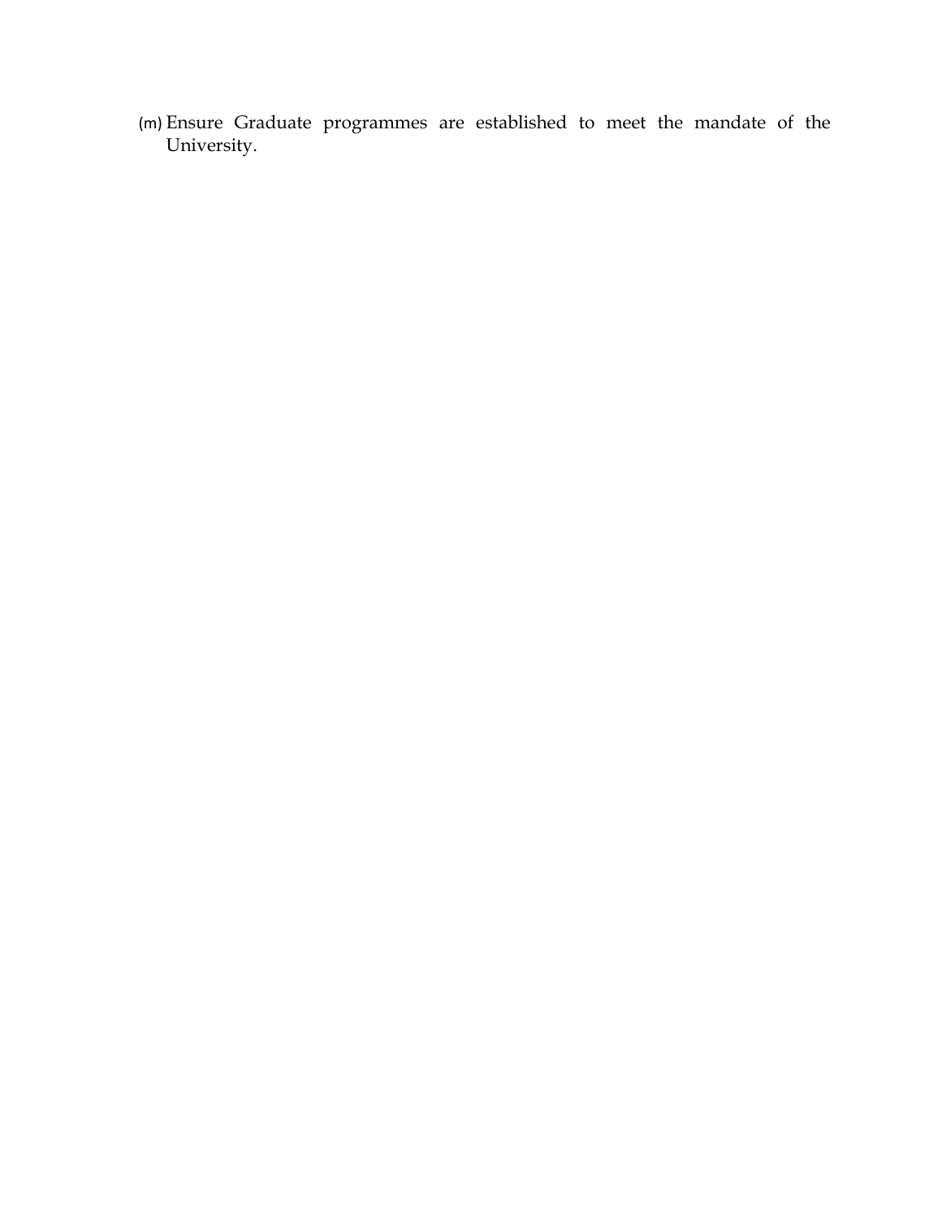(m) Ensure Graduate programmes are established to meet the mandate of the University.